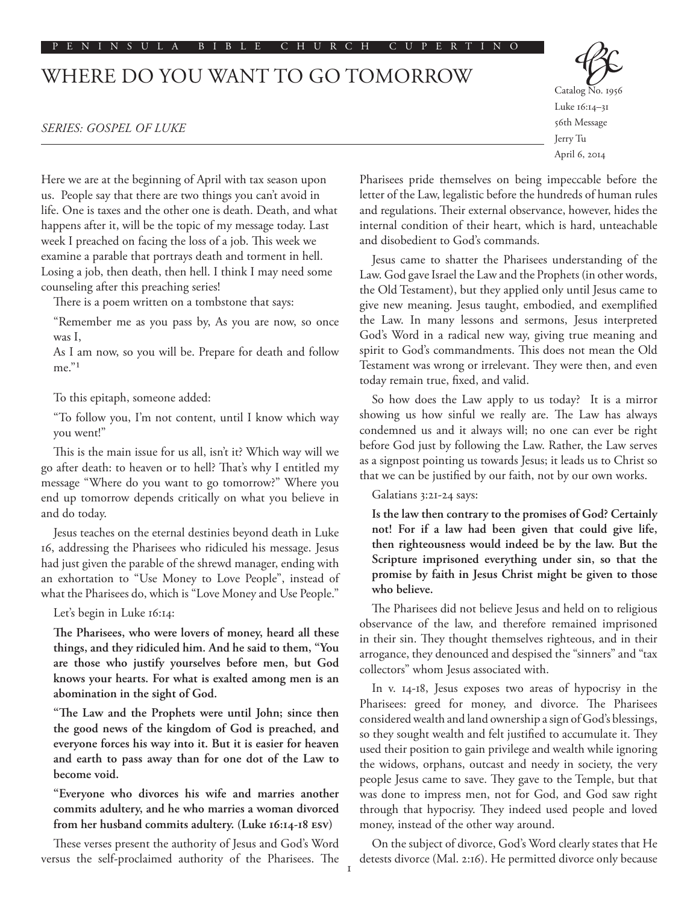# WHERE DO YOU WANT TO GO TOMORROW

*SERIES: GOSPEL OF LUKE*

Catalog No. 1956
Luke 16:14–31
56th Message
Jerry Tu
April 6, 2014

Here we are at the beginning of April with tax season upon us. People say that there are two things you can't avoid in life. One is taxes and the other one is death. Death, and what happens after it, will be the topic of my message today. Last week I preached on facing the loss of a job. This week we examine a parable that portrays death and torment in hell. Losing a job, then death, then hell. I think I may need some counseling after this preaching series!

There is a poem written on a tombstone that says:

> "Remember me as you pass by, As you are now, so once was I,
> As I am now, so you will be. Prepare for death and follow me."[1]

To this epitaph, someone added:

> "To follow you, I'm not content, until I know which way you went!"

This is the main issue for us all, isn't it? Which way will we go after death: to heaven or to hell? That's why I entitled my message "Where do you want to go tomorrow?" Where you end up tomorrow depends critically on what you believe in and do today.

Jesus teaches on the eternal destinies beyond death in Luke 16, addressing the Pharisees who ridiculed his message. Jesus had just given the parable of the shrewd manager, ending with an exhortation to "Use Money to Love People", instead of what the Pharisees do, which is "Love Money and Use People."

Let's begin in Luke 16:14:

**The Pharisees, who were lovers of money, heard all these things, and they ridiculed him. And he said to them, "You are those who justify yourselves before men, but God knows your hearts. For what is exalted among men is an abomination in the sight of God.**

**"The Law and the Prophets were until John; since then the good news of the kingdom of God is preached, and everyone forces his way into it. But it is easier for heaven and earth to pass away than for one dot of the Law to become void.**

**"Everyone who divorces his wife and marries another commits adultery, and he who marries a woman divorced from her husband commits adultery. (Luke 16:14-18 ESV)**

These verses present the authority of Jesus and God's Word versus the self-proclaimed authority of the Pharisees. The Pharisees pride themselves on being impeccable before the letter of the Law, legalistic before the hundreds of human rules and regulations. Their external observance, however, hides the internal condition of their heart, which is hard, unteachable and disobedient to God's commands.

Jesus came to shatter the Pharisees understanding of the Law. God gave Israel the Law and the Prophets (in other words, the Old Testament), but they applied only until Jesus came to give new meaning. Jesus taught, embodied, and exemplified the Law. In many lessons and sermons, Jesus interpreted God's Word in a radical new way, giving true meaning and spirit to God's commandments. This does not mean the Old Testament was wrong or irrelevant. They were then, and even today remain true, fixed, and valid.

So how does the Law apply to us today? It is a mirror showing us how sinful we really are. The Law has always condemned us and it always will; no one can ever be right before God just by following the Law. Rather, the Law serves as a signpost pointing us towards Jesus; it leads us to Christ so that we can be justified by our faith, not by our own works.

Galatians 3:21-24 says:

**Is the law then contrary to the promises of God? Certainly not! For if a law had been given that could give life, then righteousness would indeed be by the law. But the Scripture imprisoned everything under sin, so that the promise by faith in Jesus Christ might be given to those who believe.**

The Pharisees did not believe Jesus and held on to religious observance of the law, and therefore remained imprisoned in their sin. They thought themselves righteous, and in their arrogance, they denounced and despised the "sinners" and "tax collectors" whom Jesus associated with.

In v. 14-18, Jesus exposes two areas of hypocrisy in the Pharisees: greed for money, and divorce. The Pharisees considered wealth and land ownership a sign of God's blessings, so they sought wealth and felt justified to accumulate it. They used their position to gain privilege and wealth while ignoring the widows, orphans, outcast and needy in society, the very people Jesus came to save. They gave to the Temple, but that was done to impress men, not for God, and God saw right through that hypocrisy. They indeed used people and loved money, instead of the other way around.

On the subject of divorce, God's Word clearly states that He detests divorce (Mal. 2:16). He permitted divorce only because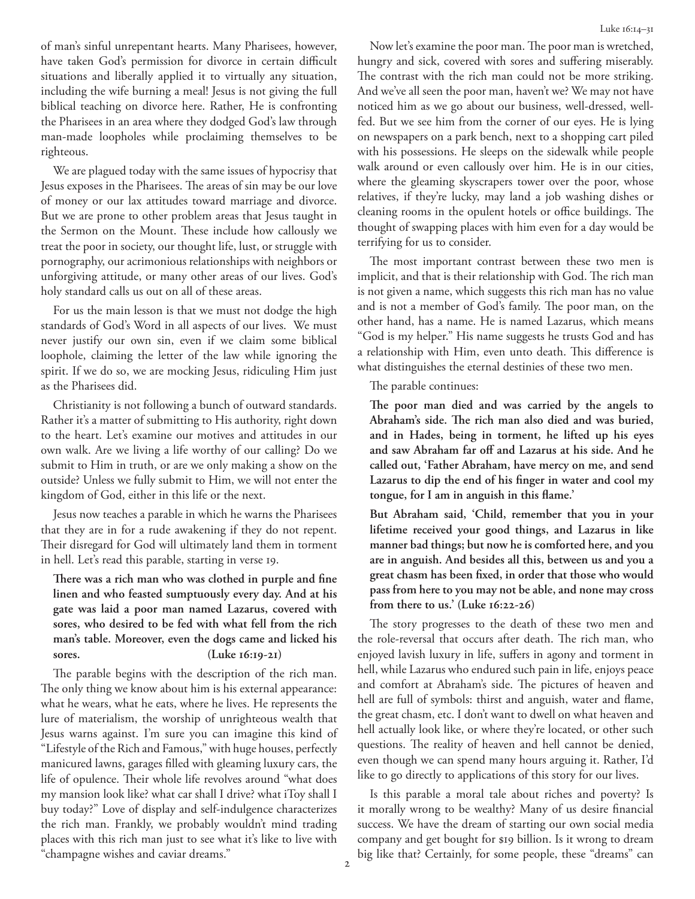of man's sinful unrepentant hearts. Many Pharisees, however, have taken God's permission for divorce in certain difficult situations and liberally applied it to virtually any situation, including the wife burning a meal! Jesus is not giving the full biblical teaching on divorce here. Rather, He is confronting the Pharisees in an area where they dodged God's law through man-made loopholes while proclaiming themselves to be righteous.

We are plagued today with the same issues of hypocrisy that Jesus exposes in the Pharisees. The areas of sin may be our love of money or our lax attitudes toward marriage and divorce. But we are prone to other problem areas that Jesus taught in the Sermon on the Mount. These include how callously we treat the poor in society, our thought life, lust, or struggle with pornography, our acrimonious relationships with neighbors or unforgiving attitude, or many other areas of our lives. God's holy standard calls us out on all of these areas.

For us the main lesson is that we must not dodge the high standards of God's Word in all aspects of our lives. We must never justify our own sin, even if we claim some biblical loophole, claiming the letter of the law while ignoring the spirit. If we do so, we are mocking Jesus, ridiculing Him just as the Pharisees did.

Christianity is not following a bunch of outward standards. Rather it's a matter of submitting to His authority, right down to the heart. Let's examine our motives and attitudes in our own walk. Are we living a life worthy of our calling? Do we submit to Him in truth, or are we only making a show on the outside? Unless we fully submit to Him, we will not enter the kingdom of God, either in this life or the next.

Jesus now teaches a parable in which he warns the Pharisees that they are in for a rude awakening if they do not repent. Their disregard for God will ultimately land them in torment in hell. Let's read this parable, starting in verse 19.

**There was a rich man who was clothed in purple and fine linen and who feasted sumptuously every day. And at his gate was laid a poor man named Lazarus, covered with sores, who desired to be fed with what fell from the rich man's table. Moreover, even the dogs came and licked his sores. (Luke 16:19-21)**

The parable begins with the description of the rich man. The only thing we know about him is his external appearance: what he wears, what he eats, where he lives. He represents the lure of materialism, the worship of unrighteous wealth that Jesus warns against. I'm sure you can imagine this kind of "Lifestyle of the Rich and Famous," with huge houses, perfectly manicured lawns, garages filled with gleaming luxury cars, the life of opulence. Their whole life revolves around "what does my mansion look like? what car shall I drive? what iToy shall I buy today?" Love of display and self-indulgence characterizes the rich man. Frankly, we probably wouldn't mind trading places with this rich man just to see what it's like to live with "champagne wishes and caviar dreams."

Now let's examine the poor man. The poor man is wretched, hungry and sick, covered with sores and suffering miserably. The contrast with the rich man could not be more striking. And we've all seen the poor man, haven't we? We may not have noticed him as we go about our business, well-dressed, well-fed. But we see him from the corner of our eyes. He is lying on newspapers on a park bench, next to a shopping cart piled with his possessions. He sleeps on the sidewalk while people walk around or even callously over him. He is in our cities, where the gleaming skyscrapers tower over the poor, whose relatives, if they're lucky, may land a job washing dishes or cleaning rooms in the opulent hotels or office buildings. The thought of swapping places with him even for a day would be terrifying for us to consider.

The most important contrast between these two men is implicit, and that is their relationship with God. The rich man is not given a name, which suggests this rich man has no value and is not a member of God's family. The poor man, on the other hand, has a name. He is named Lazarus, which means "God is my helper." His name suggests he trusts God and has a relationship with Him, even unto death. This difference is what distinguishes the eternal destinies of these two men.

The parable continues:

**The poor man died and was carried by the angels to Abraham's side. The rich man also died and was buried, and in Hades, being in torment, he lifted up his eyes and saw Abraham far off and Lazarus at his side. And he called out, 'Father Abraham, have mercy on me, and send Lazarus to dip the end of his finger in water and cool my tongue, for I am in anguish in this flame.'**

**But Abraham said, 'Child, remember that you in your lifetime received your good things, and Lazarus in like manner bad things; but now he is comforted here, and you are in anguish. And besides all this, between us and you a great chasm has been fixed, in order that those who would pass from here to you may not be able, and none may cross from there to us.' (Luke 16:22-26)**

The story progresses to the death of these two men and the role-reversal that occurs after death. The rich man, who enjoyed lavish luxury in life, suffers in agony and torment in hell, while Lazarus who endured such pain in life, enjoys peace and comfort at Abraham's side. The pictures of heaven and hell are full of symbols: thirst and anguish, water and flame, the great chasm, etc. I don't want to dwell on what heaven and hell actually look like, or where they're located, or other such questions. The reality of heaven and hell cannot be denied, even though we can spend many hours arguing it. Rather, I'd like to go directly to applications of this story for our lives.

Is this parable a moral tale about riches and poverty? Is it morally wrong to be wealthy? Many of us desire financial success. We have the dream of starting our own social media company and get bought for $19 billion. Is it wrong to dream big like that? Certainly, for some people, these "dreams" can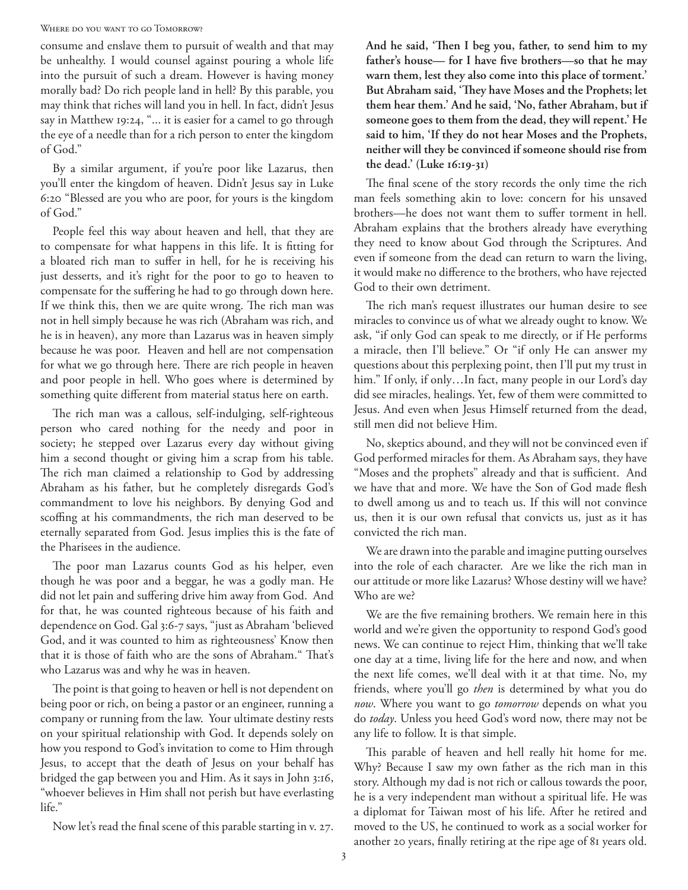consume and enslave them to pursuit of wealth and that may be unhealthy. I would counsel against pouring a whole life into the pursuit of such a dream. However is having money morally bad? Do rich people land in hell? By this parable, you may think that riches will land you in hell. In fact, didn't Jesus say in Matthew 19:24, "... it is easier for a camel to go through the eye of a needle than for a rich person to enter the kingdom of God."

By a similar argument, if you're poor like Lazarus, then you'll enter the kingdom of heaven. Didn't Jesus say in Luke 6:20 "Blessed are you who are poor, for yours is the kingdom of God."

People feel this way about heaven and hell, that they are to compensate for what happens in this life. It is fitting for a bloated rich man to suffer in hell, for he is receiving his just desserts, and it's right for the poor to go to heaven to compensate for the suffering he had to go through down here. If we think this, then we are quite wrong. The rich man was not in hell simply because he was rich (Abraham was rich, and he is in heaven), any more than Lazarus was in heaven simply because he was poor. Heaven and hell are not compensation for what we go through here. There are rich people in heaven and poor people in hell. Who goes where is determined by something quite different from material status here on earth.

The rich man was a callous, self-indulging, self-righteous person who cared nothing for the needy and poor in society; he stepped over Lazarus every day without giving him a second thought or giving him a scrap from his table. The rich man claimed a relationship to God by addressing Abraham as his father, but he completely disregards God's commandment to love his neighbors. By denying God and scoffing at his commandments, the rich man deserved to be eternally separated from God. Jesus implies this is the fate of the Pharisees in the audience.

The poor man Lazarus counts God as his helper, even though he was poor and a beggar, he was a godly man. He did not let pain and suffering drive him away from God. And for that, he was counted righteous because of his faith and dependence on God. Gal 3:6-7 says, "just as Abraham 'believed God, and it was counted to him as righteousness' Know then that it is those of faith who are the sons of Abraham." That's who Lazarus was and why he was in heaven.

The point is that going to heaven or hell is not dependent on being poor or rich, on being a pastor or an engineer, running a company or running from the law. Your ultimate destiny rests on your spiritual relationship with God. It depends solely on how you respond to God's invitation to come to Him through Jesus, to accept that the death of Jesus on your behalf has bridged the gap between you and Him. As it says in John 3:16, "whoever believes in Him shall not perish but have everlasting life."

Now let's read the final scene of this parable starting in v. 27.

**And he said, 'Then I beg you, father, to send him to my father's house— for I have five brothers—so that he may warn them, lest they also come into this place of torment.' But Abraham said, 'They have Moses and the Prophets; let them hear them.' And he said, 'No, father Abraham, but if someone goes to them from the dead, they will repent.' He said to him, 'If they do not hear Moses and the Prophets, neither will they be convinced if someone should rise from the dead.' (Luke 16:19-31)**

The final scene of the story records the only time the rich man feels something akin to love: concern for his unsaved brothers—he does not want them to suffer torment in hell. Abraham explains that the brothers already have everything they need to know about God through the Scriptures. And even if someone from the dead can return to warn the living, it would make no difference to the brothers, who have rejected God to their own detriment.

The rich man's request illustrates our human desire to see miracles to convince us of what we already ought to know. We ask, "if only God can speak to me directly, or if He performs a miracle, then I'll believe." Or "if only He can answer my questions about this perplexing point, then I'll put my trust in him." If only, if only…In fact, many people in our Lord's day did see miracles, healings. Yet, few of them were committed to Jesus. And even when Jesus Himself returned from the dead, still men did not believe Him.

No, skeptics abound, and they will not be convinced even if God performed miracles for them. As Abraham says, they have "Moses and the prophets" already and that is sufficient. And we have that and more. We have the Son of God made flesh to dwell among us and to teach us. If this will not convince us, then it is our own refusal that convicts us, just as it has convicted the rich man.

We are drawn into the parable and imagine putting ourselves into the role of each character. Are we like the rich man in our attitude or more like Lazarus? Whose destiny will we have? Who are we?

We are the five remaining brothers. We remain here in this world and we're given the opportunity to respond God's good news. We can continue to reject Him, thinking that we'll take one day at a time, living life for the here and now, and when the next life comes, we'll deal with it at that time. No, my friends, where you'll go *then* is determined by what you do *now*. Where you want to go *tomorrow* depends on what you do *today*. Unless you heed God's word now, there may not be any life to follow. It is that simple.

This parable of heaven and hell really hit home for me. Why? Because I saw my own father as the rich man in this story. Although my dad is not rich or callous towards the poor, he is a very independent man without a spiritual life. He was a diplomat for Taiwan most of his life. After he retired and moved to the US, he continued to work as a social worker for another 20 years, finally retiring at the ripe age of 81 years old.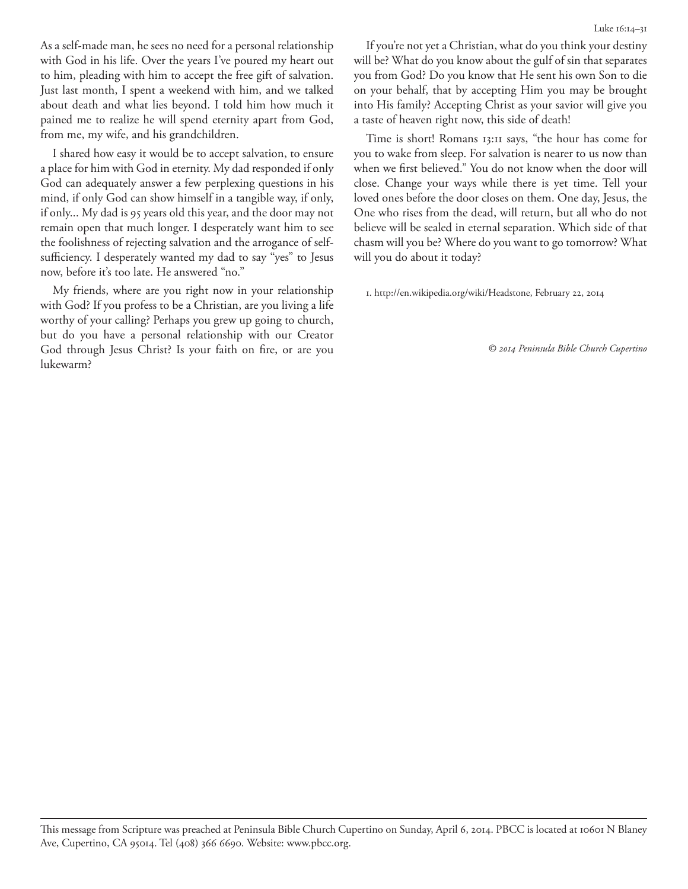As a self-made man, he sees no need for a personal relationship with God in his life. Over the years I've poured my heart out to him, pleading with him to accept the free gift of salvation. Just last month, I spent a weekend with him, and we talked about death and what lies beyond. I told him how much it pained me to realize he will spend eternity apart from God, from me, my wife, and his grandchildren.

I shared how easy it would be to accept salvation, to ensure a place for him with God in eternity. My dad responded if only God can adequately answer a few perplexing questions in his mind, if only God can show himself in a tangible way, if only, if only... My dad is 95 years old this year, and the door may not remain open that much longer. I desperately want him to see the foolishness of rejecting salvation and the arrogance of self-sufficiency. I desperately wanted my dad to say "yes" to Jesus now, before it's too late. He answered "no."

My friends, where are you right now in your relationship with God? If you profess to be a Christian, are you living a life worthy of your calling? Perhaps you grew up going to church, but do you have a personal relationship with our Creator God through Jesus Christ? Is your faith on fire, or are you lukewarm?

If you're not yet a Christian, what do you think your destiny will be? What do you know about the gulf of sin that separates you from God? Do you know that He sent his own Son to die on your behalf, that by accepting Him you may be brought into His family? Accepting Christ as your savior will give you a taste of heaven right now, this side of death!

Time is short! Romans 13:11 says, "the hour has come for you to wake from sleep. For salvation is nearer to us now than when we first believed." You do not know when the door will close. Change your ways while there is yet time. Tell your loved ones before the door closes on them. One day, Jesus, the One who rises from the dead, will return, but all who do not believe will be sealed in eternal separation. Which side of that chasm will you be? Where do you want to go tomorrow? What will you do about it today?

1. http://en.wikipedia.org/wiki/Headstone, February 22, 2014

*© 2014 Peninsula Bible Church Cupertino*

This message from Scripture was preached at Peninsula Bible Church Cupertino on Sunday, April 6, 2014. PBCC is located at 10601 N Blaney Ave, Cupertino, CA 95014. Tel (408) 366 6690. Website: www.pbcc.org.